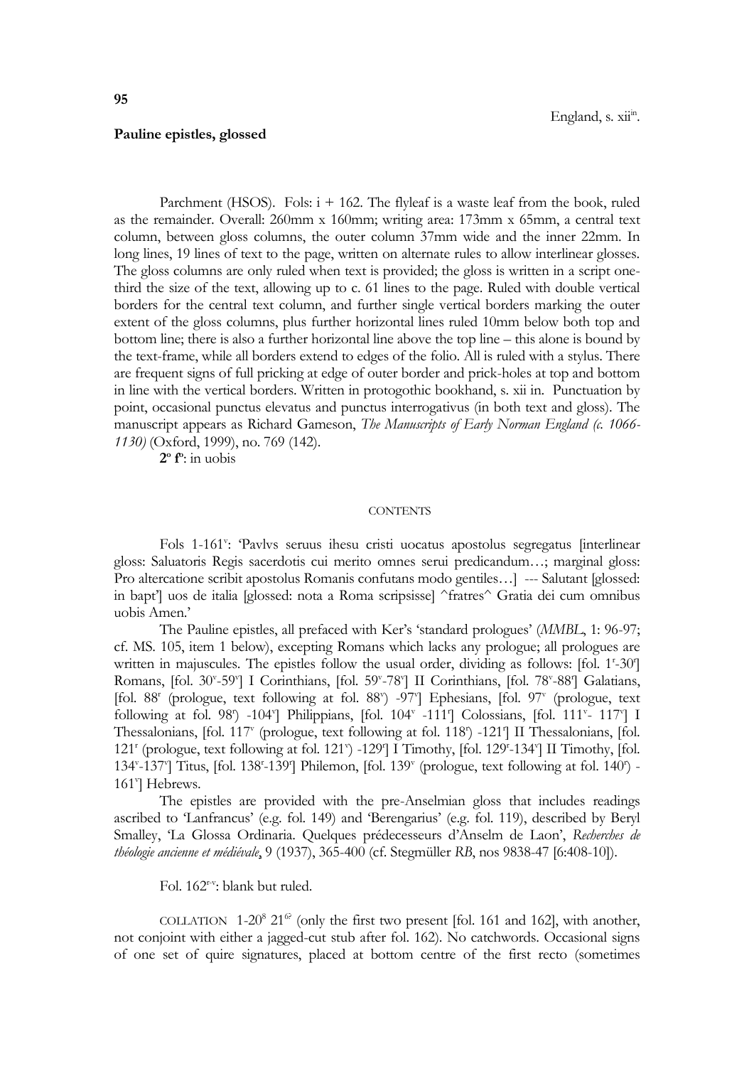# 95

England, s. xii[in].

## Pauline epistles, glossed

Parchment (HSOS). Fols: i + 162. The flyleaf is a waste leaf from the book, ruled as the remainder. Overall: 260mm x 160mm; writing area: 173mm x 65mm, a central text column, between gloss columns, the outer column 37mm wide and the inner 22mm. In long lines, 19 lines of text to the page, written on alternate rules to allow interlinear glosses. The gloss columns are only ruled when text is provided; the gloss is written in a script one-third the size of the text, allowing up to c. 61 lines to the page. Ruled with double vertical borders for the central text column, and further single vertical borders marking the outer extent of the gloss columns, plus further horizontal lines ruled 10mm below both top and bottom line; there is also a further horizontal line above the top line – this alone is bound by the text-frame, while all borders extend to edges of the folio. All is ruled with a stylus. There are frequent signs of full pricking at edge of outer border and prick-holes at top and bottom in line with the vertical borders. Written in protogothic bookhand, s. xii in. Punctuation by point, occasional punctus elevatus and punctus interrogativus (in both text and gloss). The manuscript appears as Richard Gameson, *The Manuscripts of Early Norman England (c. 1066-1130)* (Oxford, 1999), no. 769 (142).

**2º fº**: in uobis

### CONTENTS

Fols 1-161ᵛ: 'Pavlvs seruus ihesu cristi uocatus apostolus segregatus [interlinear gloss: Saluatoris Regis sacerdotis cui merito omnes serui predicandum…; marginal gloss: Pro altercatione scribit apostolus Romanis confutans modo gentiles…] --- Salutant [glossed: in bapt'] uos de italia [glossed: nota a Roma scripsisse] ^fratres^ Gratia dei cum omnibus uobis Amen.'

The Pauline epistles, all prefaced with Ker's 'standard prologues' (*MMBL*, 1: 96-97; cf. MS. 105, item 1 below), excepting Romans which lacks any prologue; all prologues are written in majuscules. The epistles follow the usual order, dividing as follows: [fol. 1ʳ-30ʳ] Romans, [fol. 30ᵛ-59ᵛ] I Corinthians, [fol. 59ᵛ-78ᵛ] II Corinthians, [fol. 78ᵛ-88ʳ] Galatians, [fol. 88ʳ (prologue, text following at fol. 88ᵛ) -97ᵛ] Ephesians, [fol. 97ᵛ (prologue, text following at fol. 98ʳ) -104ᵛ] Philippians, [fol. 104ᵛ -111ʳ] Colossians, [fol. 111ᵛ- 117ᵛ] I Thessalonians, [fol. 117ᵛ (prologue, text following at fol. 118ʳ) -121ʳ] II Thessalonians, [fol. 121ʳ (prologue, text following at fol. 121ᵛ) -129ʳ] I Timothy, [fol. 129ʳ-134ᵛ] II Timothy, [fol. 134ᵛ-137ᵛ] Titus, [fol. 138ʳ-139ʳ] Philemon, [fol. 139ᵛ (prologue, text following at fol. 140ʳ) - 161ᵛ] Hebrews.

The epistles are provided with the pre-Anselmian gloss that includes readings ascribed to 'Lanfrancus' (e.g. fol. 149) and 'Berengarius' (e.g. fol. 119), described by Beryl Smalley, 'La Glossa Ordinaria. Quelques prédecesseurs d'Anselm de Laon', *Recherches de théologie ancienne et médiévale*, 9 (1937), 365-400 (cf. Stegmüller *RB*, nos 9838-47 [6:408-10]).

Fol. 162ʳ⁻ᵛ: blank but ruled.

COLLATION 1-20⁸ 21⁽⁶⁾ (only the first two present [fol. 161 and 162], with another, not conjoint with either a jagged-cut stub after fol. 162). No catchwords. Occasional signs of one set of quire signatures, placed at bottom centre of the first recto (sometimes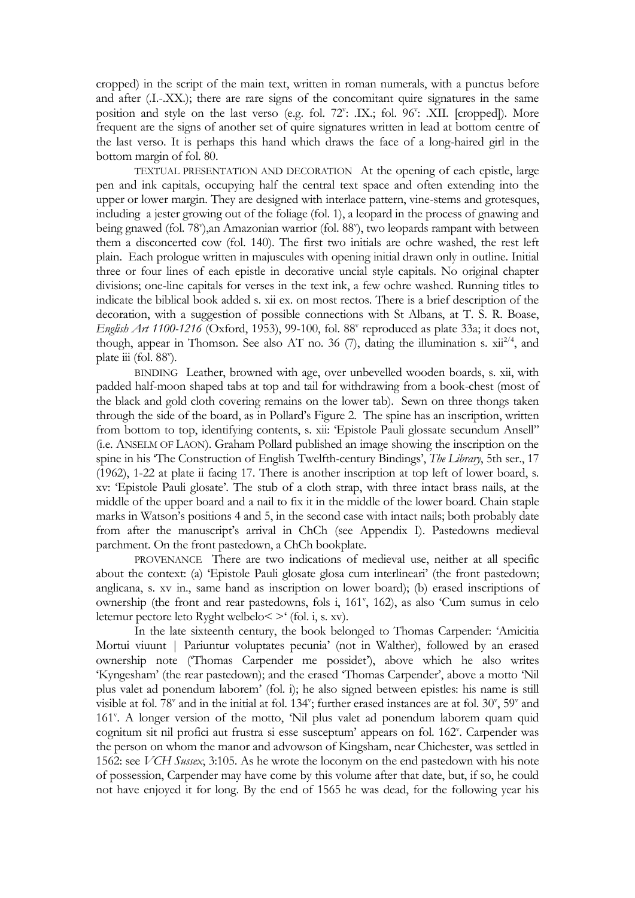cropped) in the script of the main text, written in roman numerals, with a punctus before and after (.I.-.XX.); there are rare signs of the concomitant quire signatures in the same position and style on the last verso (e.g. fol. 72ᵛ: .IX.; fol. 96ᵛ: .XII. [cropped]). More frequent are the signs of another set of quire signatures written in lead at bottom centre of the last verso. It is perhaps this hand which draws the face of a long-haired girl in the bottom margin of fol. 80.

TEXTUAL PRESENTATION AND DECORATION At the opening of each epistle, large pen and ink capitals, occupying half the central text space and often extending into the upper or lower margin. They are designed with interlace pattern, vine-stems and grotesques, including a jester growing out of the foliage (fol. 1), a leopard in the process of gnawing and being gnawed (fol. 78ᵛ), an Amazonian warrior (fol. 88ᵛ), two leopards rampant with between them a disconcerted cow (fol. 140). The first two initials are ochre washed, the rest left plain. Each prologue written in majuscules with opening initial drawn only in outline. Initial three or four lines of each epistle in decorative uncial style capitals. No original chapter divisions; one-line capitals for verses in the text ink, a few ochre washed. Running titles to indicate the biblical book added s. xii ex. on most rectos. There is a brief description of the decoration, with a suggestion of possible connections with St Albans, at T. S. R. Boase, *English Art 1100-1216* (Oxford, 1953), 99-100, fol. 88ᵛ reproduced as plate 33a; it does not, though, appear in Thomson. See also AT no. 36 (7), dating the illumination s. xii²ᐟ⁴, and plate iii (fol. 88ᵛ).

BINDING Leather, browned with age, over unbevelled wooden boards, s. xii, with padded half-moon shaped tabs at top and tail for withdrawing from a book-chest (most of the black and gold cloth covering remains on the lower tab). Sewn on three thongs taken through the side of the board, as in Pollard's Figure 2. The spine has an inscription, written from bottom to top, identifying contents, s. xii: 'Epistole Pauli glossate secundum Ansell" (i.e. ANSELM OF LAON). Graham Pollard published an image showing the inscription on the spine in his 'The Construction of English Twelfth-century Bindings', *The Library*, 5th ser., 17 (1962), 1-22 at plate ii facing 17. There is another inscription at top left of lower board, s. xv: 'Epistole Pauli glosate'. The stub of a cloth strap, with three intact brass nails, at the middle of the upper board and a nail to fix it in the middle of the lower board. Chain staple marks in Watson's positions 4 and 5, in the second case with intact nails; both probably date from after the manuscript's arrival in ChCh (see Appendix I). Pastedowns medieval parchment. On the front pastedown, a ChCh bookplate.

PROVENANCE There are two indications of medieval use, neither at all specific about the context: (a) 'Epistole Pauli glosate glosa cum interlineari' (the front pastedown; anglicana, s. xv in., same hand as inscription on lower board); (b) erased inscriptions of ownership (the front and rear pastedowns, fols i, 161ᵛ, 162), as also 'Cum sumus in celo letemur pectore leto Ryght welbelo< >' (fol. i, s. xv).

In the late sixteenth century, the book belonged to Thomas Carpender: 'Amicitia Mortui viuunt | Pariuntur voluptates pecunia' (not in Walther), followed by an erased ownership note ('Thomas Carpender me possidet'), above which he also writes 'Kyngesham' (the rear pastedown); and the erased 'Thomas Carpender', above a motto 'Nil plus valet ad ponendum laborem' (fol. i); he also signed between epistles: his name is still visible at fol. 78ᵛ and in the initial at fol. 134ᵛ; further erased instances are at fol. 30ᵛ, 59ᵛ and 161ᵛ. A longer version of the motto, 'Nil plus valet ad ponendum laborem quam quid cognitum sit nil profici aut frustra si esse susceptum' appears on fol. 162ᵛ. Carpender was the person on whom the manor and advowson of Kingsham, near Chichester, was settled in 1562: see *VCH Sussex*, 3:105. As he wrote the loconym on the end pastedown with his note of possession, Carpender may have come by this volume after that date, but, if so, he could not have enjoyed it for long. By the end of 1565 he was dead, for the following year his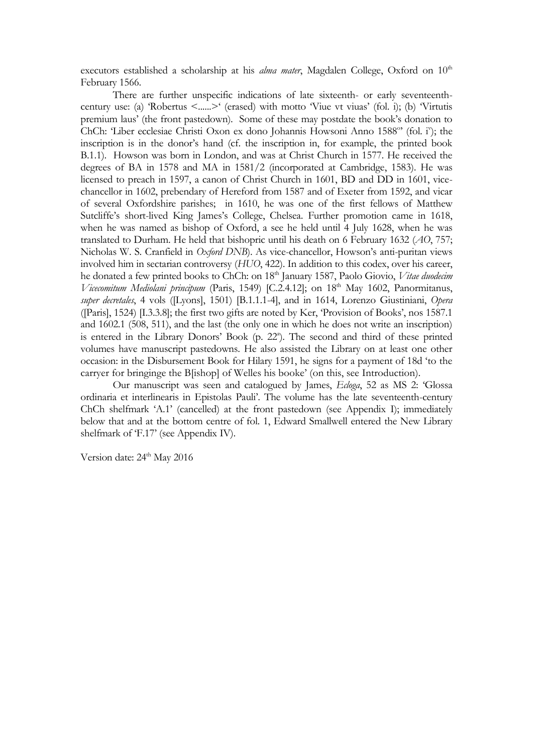executors established a scholarship at his *alma mater*, Magdalen College, Oxford on 10[th] February 1566.

There are further unspecific indications of late sixteenth- or early seventeenth-century use: (a) 'Robertus <......>' (erased) with motto 'Viue vt viuas' (fol. i); (b) 'Virtutis premium laus' (the front pastedown). Some of these may postdate the book's donation to ChCh: 'Liber ecclesiae Christi Oxon ex dono Johannis Howsoni Anno 1588[o]' (fol. i[v]); the inscription is in the donor's hand (cf. the inscription in, for example, the printed book B.1.1). Howson was born in London, and was at Christ Church in 1577. He received the degrees of BA in 1578 and MA in 1581/2 (incorporated at Cambridge, 1583). He was licensed to preach in 1597, a canon of Christ Church in 1601, BD and DD in 1601, vice-chancellor in 1602, prebendary of Hereford from 1587 and of Exeter from 1592, and vicar of several Oxfordshire parishes; in 1610, he was one of the first fellows of Matthew Sutcliffe's short-lived King James's College, Chelsea. Further promotion came in 1618, when he was named as bishop of Oxford, a see he held until 4 July 1628, when he was translated to Durham. He held that bishopric until his death on 6 February 1632 (*AO*, 757; Nicholas W. S. Cranfield in *Oxford DNB*). As vice-chancellor, Howson's anti-puritan views involved him in sectarian controversy (*HUO*, 422). In addition to this codex, over his career, he donated a few printed books to ChCh: on 18[th] January 1587, Paolo Giovio, *Vitae duodecim Vicecomitum Mediolani principum* (Paris, 1549) [C.2.4.12]; on 18[th] May 1602, Panormitanus, *super decretales*, 4 vols ([Lyons], 1501) [B.1.1.1-4], and in 1614, Lorenzo Giustiniani, *Opera* ([Paris], 1524) [I.3.3.8]; the first two gifts are noted by Ker, 'Provision of Books', nos 1587.1 and 1602.1 (508, 511), and the last (the only one in which he does not write an inscription) is entered in the Library Donors' Book (p. 22[a]). The second and third of these printed volumes have manuscript pastedowns. He also assisted the Library on at least one other occasion: in the Disbursement Book for Hilary 1591, he signs for a payment of 18d 'to the carryer for bringinge the B[ishop] of Welles his booke' (on this, see Introduction).

Our manuscript was seen and catalogued by James, *Ecloga*, 52 as MS 2: 'Glossa ordinaria et interlinearis in Epistolas Pauli'. The volume has the late seventeenth-century ChCh shelfmark 'A.1' (cancelled) at the front pastedown (see Appendix I); immediately below that and at the bottom centre of fol. 1, Edward Smallwell entered the New Library shelfmark of 'F.17' (see Appendix IV).

Version date: 24[th] May 2016